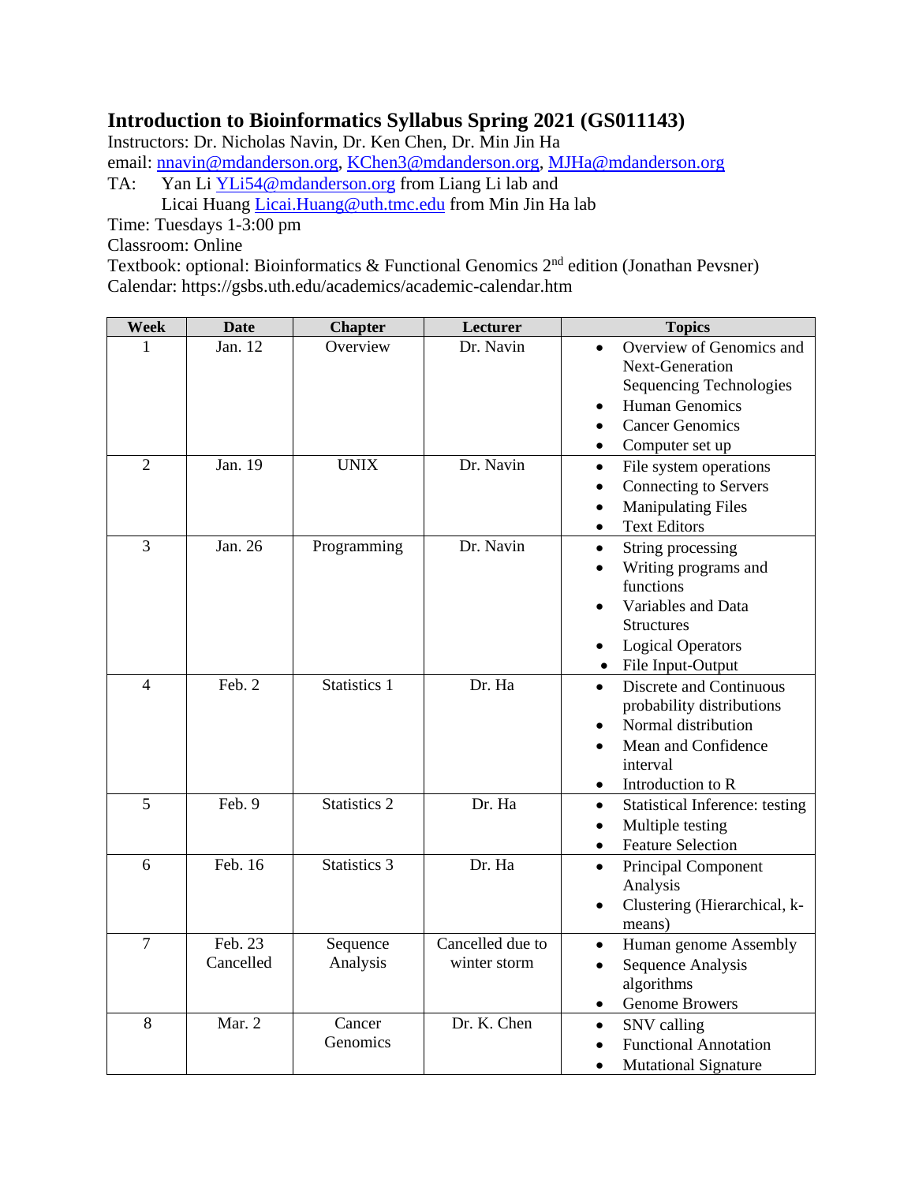# Introduction to Bioinformatics Syllabus Spring 2021 (GS011143)

Instructors: Dr. Nicholas Navin, Dr. Ken Chen, Dr. Min Jin Ha
email: nnavin@mdanderson.org, KChen3@mdanderson.org, MJHa@mdanderson.org
TA: Yan Li YLi54@mdanderson.org from Liang Li lab and
Licai Huang Licai.Huang@uth.tmc.edu from Min Jin Ha lab
Time: Tuesdays 1-3:00 pm
Classroom: Online
Textbook: optional: Bioinformatics & Functional Genomics 2nd edition (Jonathan Pevsner)
Calendar: https://gsbs.uth.edu/academics/academic-calendar.htm

| Week | Date | Chapter | Lecturer | Topics |
|---|---|---|---|---|
| 1 | Jan. 12 | Overview | Dr. Navin | • Overview of Genomics and Next-Generation Sequencing Technologies<br>• Human Genomics<br>• Cancer Genomics<br>• Computer set up |
| 2 | Jan. 19 | UNIX | Dr. Navin | • File system operations<br>• Connecting to Servers<br>• Manipulating Files<br>• Text Editors |
| 3 | Jan. 26 | Programming | Dr. Navin | • String processing<br>• Writing programs and functions<br>• Variables and Data Structures<br>• Logical Operators<br>• File Input-Output |
| 4 | Feb. 2 | Statistics 1 | Dr. Ha | • Discrete and Continuous probability distributions<br>• Normal distribution<br>• Mean and Confidence interval<br>• Introduction to R |
| 5 | Feb. 9 | Statistics 2 | Dr. Ha | • Statistical Inference: testing<br>• Multiple testing<br>• Feature Selection |
| 6 | Feb. 16 | Statistics 3 | Dr. Ha | • Principal Component Analysis<br>• Clustering (Hierarchical, k-means) |
| 7 | Feb. 23 Cancelled | Sequence Analysis | Cancelled due to winter storm | • Human genome Assembly<br>• Sequence Analysis algorithms<br>• Genome Browers |
| 8 | Mar. 2 | Cancer Genomics | Dr. K. Chen | • SNV calling<br>• Functional Annotation<br>• Mutational Signature |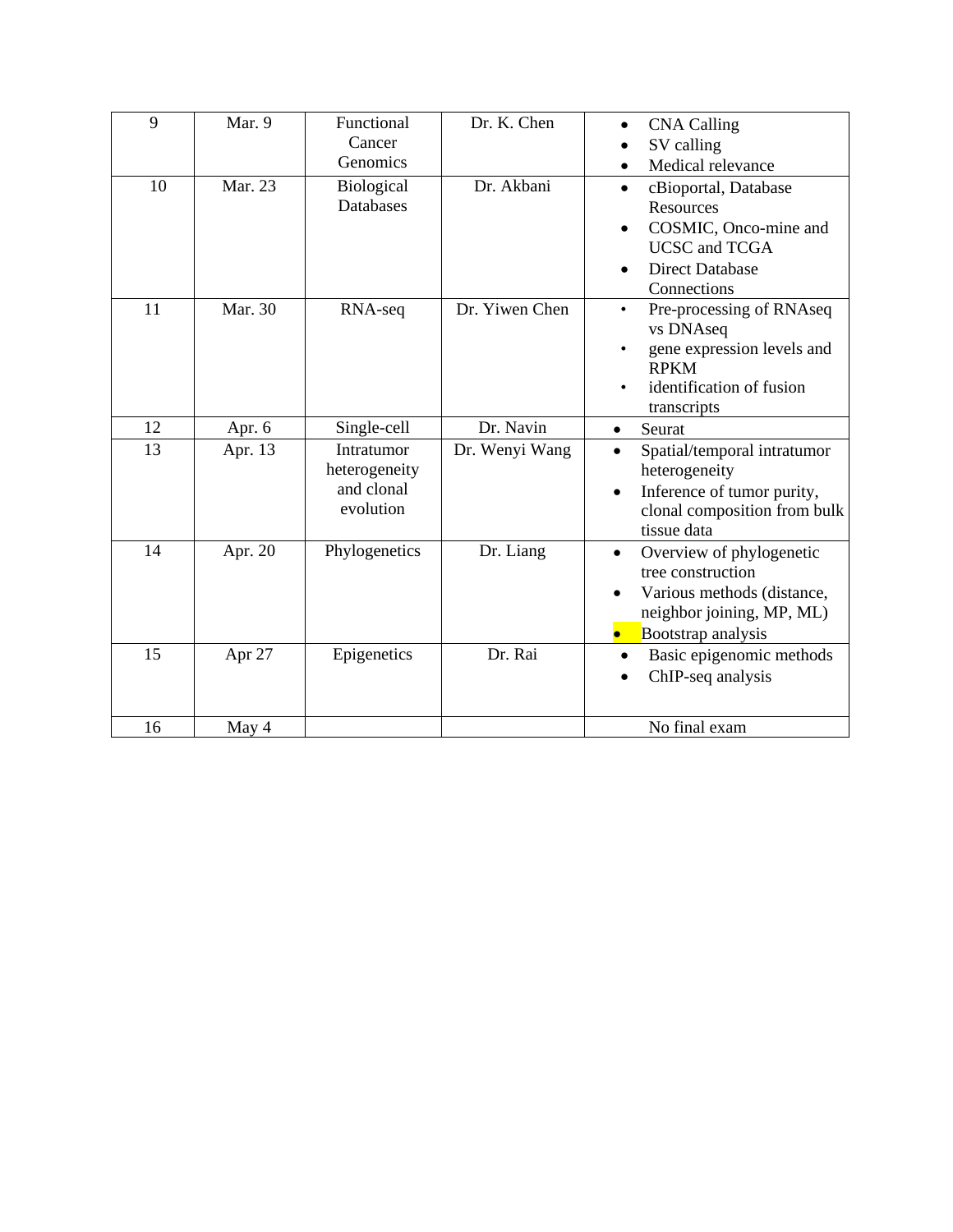| | | | | |
|---|---|---|---|---|
| 9 | Mar. 9 | Functional Cancer Genomics | Dr. K. Chen | • CNA Calling<br>• SV calling<br>• Medical relevance |
| 10 | Mar. 23 | Biological Databases | Dr. Akbani | • cBioportal, Database Resources<br>• COSMIC, Onco-mine and UCSC and TCGA<br>• Direct Database Connections |
| 11 | Mar. 30 | RNA-seq | Dr. Yiwen Chen | • Pre-processing of RNAseq vs DNAseq<br>• gene expression levels and RPKM<br>• identification of fusion transcripts |
| 12 | Apr. 6 | Single-cell | Dr. Navin | • Seurat |
| 13 | Apr. 13 | Intratumor heterogeneity and clonal evolution | Dr. Wenyi Wang | • Spatial/temporal intratumor heterogeneity<br>• Inference of tumor purity, clonal composition from bulk tissue data |
| 14 | Apr. 20 | Phylogenetics | Dr. Liang | • Overview of phylogenetic tree construction<br>• Various methods (distance, neighbor joining, MP, ML)<br>• Bootstrap analysis |
| 15 | Apr 27 | Epigenetics | Dr. Rai | • Basic epigenomic methods<br>• ChIP-seq analysis |
| 16 | May 4 | | | No final exam |